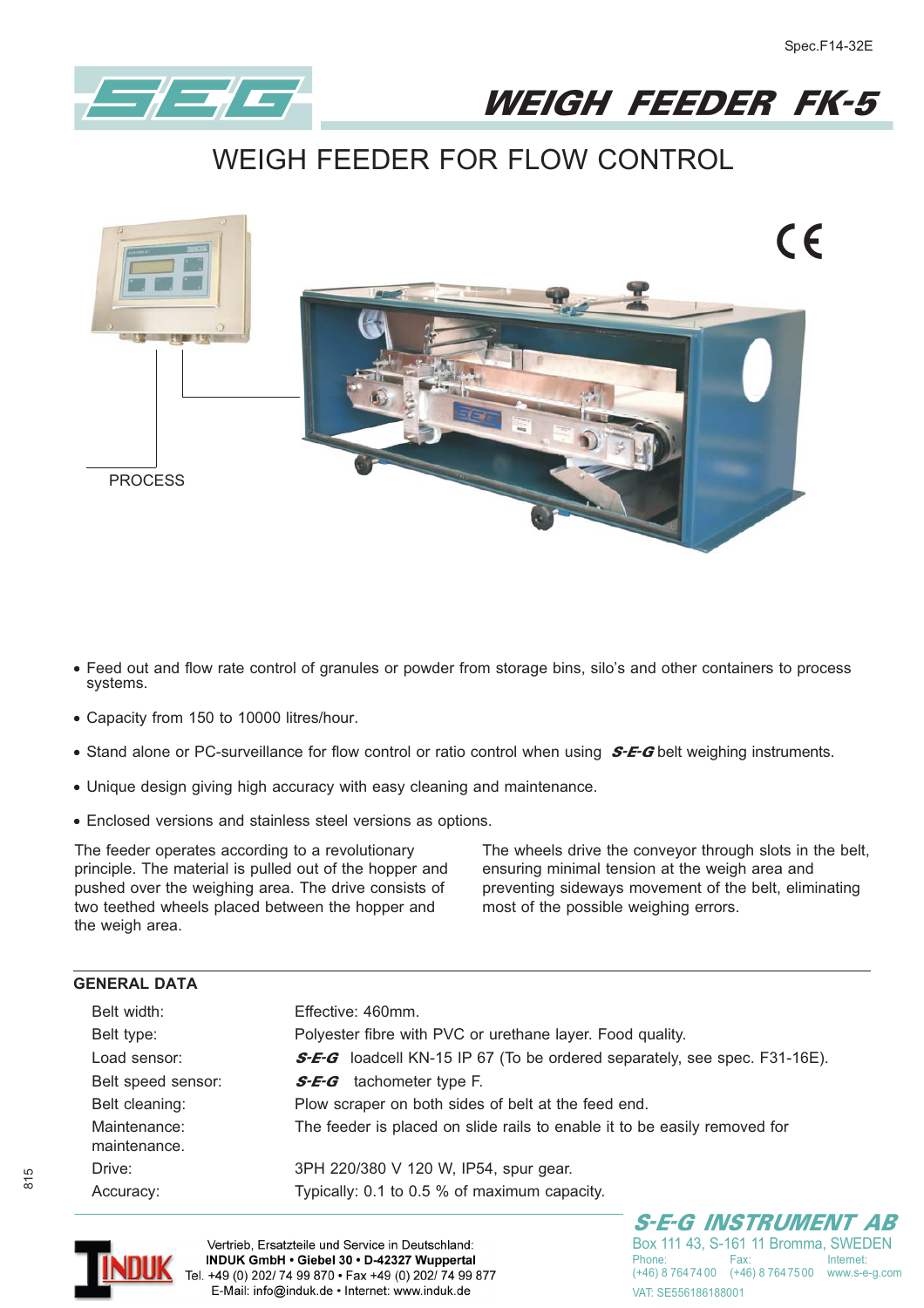Spec.F14-32E

# WEIGH FEEDER FK-5

## WEIGH FEEDER FOR FLOW CONTROL

PROCESS

- Feed out and flow rate control of granules or powder from storage bins, silo's and other containers to process systems.
- Capacity from 150 to 10000 litres/hour.
- Stand alone or PC-surveillance for flow control or ratio control when using *S-E-G* belt weighing instruments.
- Unique design giving high accuracy with easy cleaning and maintenance.
- Enclosed versions and stainless steel versions as options.

The feeder operates according to a revolutionary principle. The material is pulled out of the hopper and pushed over the weighing area. The drive consists of two teethed wheels placed between the hopper and the weigh area.

The wheels drive the conveyor through slots in the belt, ensuring minimal tension at the weigh area and preventing sideways movement of the belt, eliminating most of the possible weighing errors.

### GENERAL DATA

| | |
|---|---|
| Belt width: | Effective: 460mm. |
| Belt type: | Polyester fibre with PVC or urethane layer. Food quality. |
| Load sensor: | *S-E-G* loadcell KN-15 IP 67 (To be ordered separately, see spec. F31-16E). |
| Belt speed sensor: | *S-E-G* tachometer type F. |
| Belt cleaning: | Plow scraper on both sides of belt at the feed end. |
| Maintenance: | The feeder is placed on slide rails to enable it to be easily removed for maintenance. |
| Drive: | 3PH 220/380 V 120 W, IP54, spur gear. |
| Accuracy: | Typically: 0.1 to 0.5 % of maximum capacity. |

INDUK

Vertrieb, Ersatzteile und Service in Deutschland:
**INDUK GmbH • Giebel 30 • D-42327 Wuppertal**
Tel. +49 (0) 202/ 74 99 870 • Fax +49 (0) 202/ 74 99 877
E-Mail: info@induk.de • Internet: www.induk.de

**S-E-G INSTRUMENT AB**
Box 111 43, S-161 11 Bromma, SWEDEN
Phone: (+46) 8 764 74 00 Fax: (+46) 8 764 75 00 Internet: www.s-e-g.com
VAT: SE556186188001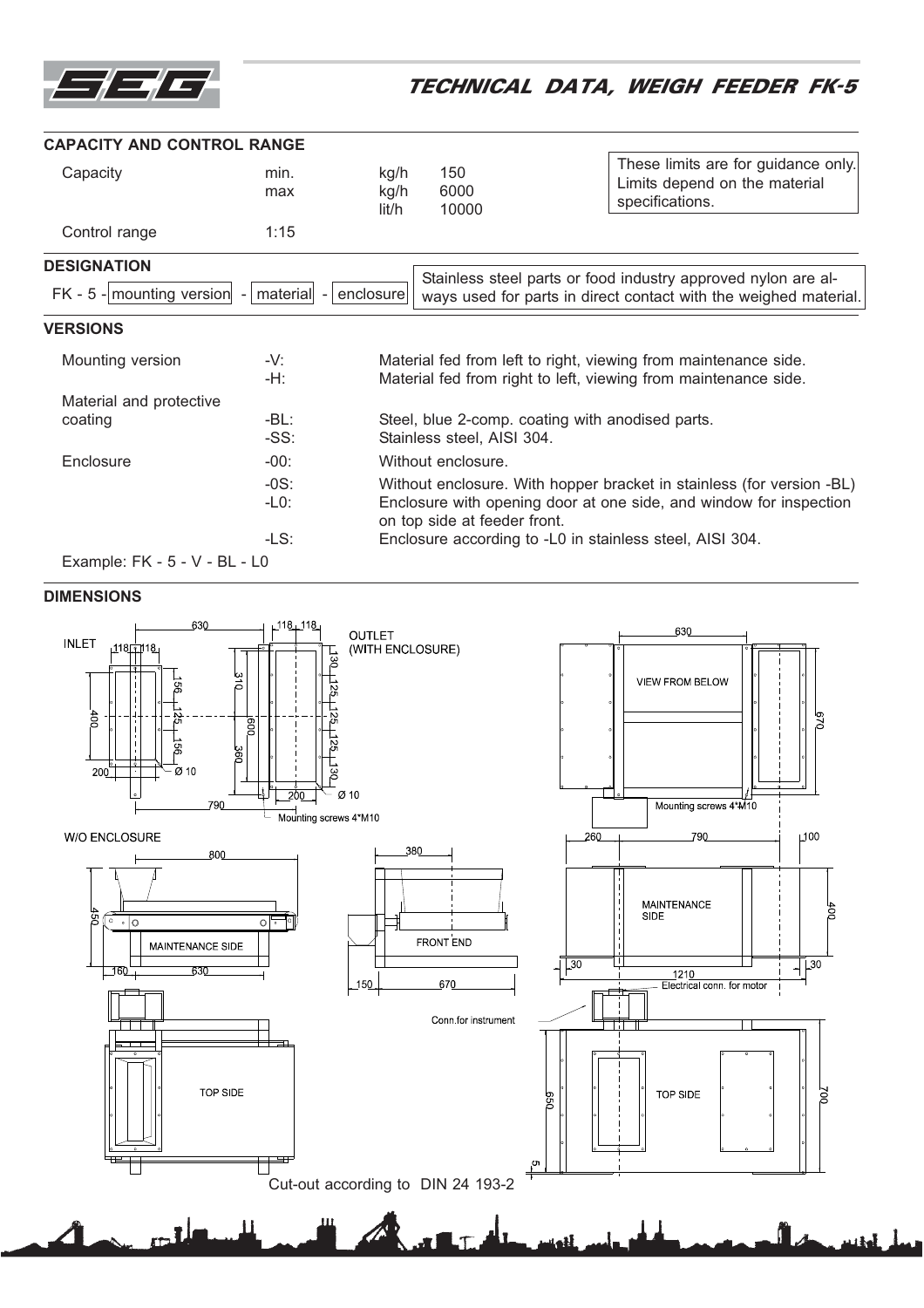## TECHNICAL DATA, WEIGH FEEDER FK-5

### CAPACITY AND CONTROL RANGE

| | | | | |
|---|---|---|---|---|
| Capacity | min. | kg/h | 150 | These limits are for guidance only. Limits depend on the material specifications. |
| | max | kg/h | 6000 | |
| | | lit/h | 10000 | |
| Control range | 1:15 | | | |

### DESIGNATION

FK - 5 - [mounting version] - [material] - [enclosure]

Stainless steel parts or food industry approved nylon are always used for parts in direct contact with the weighed material.

### VERSIONS

| | | |
|---|---|---|
| Mounting version | -V: | Material fed from left to right, viewing from maintenance side. |
| | -H: | Material fed from right to left, viewing from maintenance side. |
| Material and protective coating | -BL: | Steel, blue 2-comp. coating with anodised parts. |
| | -SS: | Stainless steel, AISI 304. |
| Enclosure | -00: | Without enclosure. |
| | -0S: | Without enclosure. With hopper bracket in stainless (for version -BL) |
| | -L0: | Enclosure with opening door at one side, and window for inspection on top side at feeder front. |
| | -LS: | Enclosure according to -L0 in stainless steel, AISI 304. |

Example: FK - 5 - V - BL - L0

### DIMENSIONS

INLET
630
118 118
400
156 125 156
Ø 10
200
790
118 118
310
600
360
200
OUTLET (WITH ENCLOSURE)
130 125 125 125 130
Ø 10
Mounting screws 4*M10

W/O ENCLOSURE
800
450
MAINTENANCE SIDE
160 630
380
FRONT END
150 670
TOP SIDE
Conn.for instrument

630
VIEW FROM BELOW
670
Mounting screws 4*M10
260 790 100
MAINTENANCE SIDE
400
30 1210 30
Electrical conn. for motor
650
TOP SIDE
700
5

Cut-out according to DIN 24 193-2